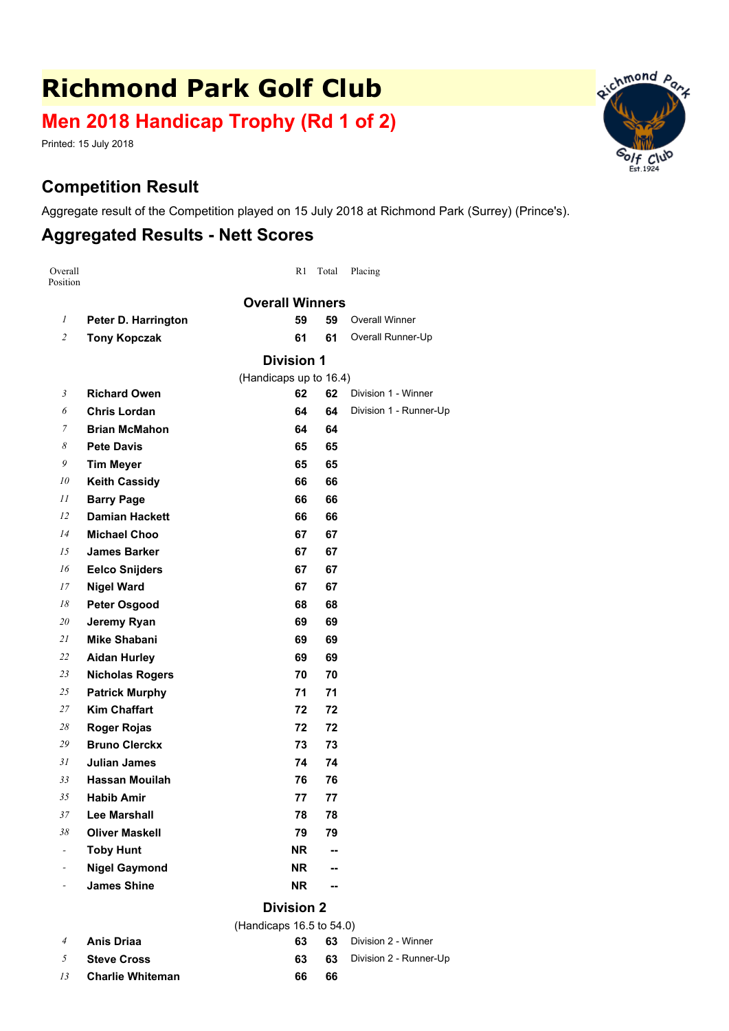# Richmond Park Golf Club

## Men 2018 Handicap Trophy (Rd 1 of 2)

Printed: 15 July 2018

## Competition Result

Aggregate result of the Competition played on 15 July 2018 at Richmond Park (Surrey) (Prince's).

## Aggregated Results - Nett Scores

| Overall Position | | R1 | Total | Placing |
|---|---|---|---|---|
| | **Overall Winners** | | | |
| *1* | **Peter D. Harrington** | **59** | **59** | Overall Winner |
| *2* | **Tony Kopczak** | **61** | **61** | Overall Runner-Up |
| | **Division 1** | | | |
| | (Handicaps up to 16.4) | | | |
| *3* | **Richard Owen** | **62** | **62** | Division 1 - Winner |
| *6* | **Chris Lordan** | **64** | **64** | Division 1 - Runner-Up |
| *7* | **Brian McMahon** | **64** | **64** | |
| *8* | **Pete Davis** | **65** | **65** | |
| *9* | **Tim Meyer** | **65** | **65** | |
| *10* | **Keith Cassidy** | **66** | **66** | |
| *11* | **Barry Page** | **66** | **66** | |
| *12* | **Damian Hackett** | **66** | **66** | |
| *14* | **Michael Choo** | **67** | **67** | |
| *15* | **James Barker** | **67** | **67** | |
| *16* | **Eelco Snijders** | **67** | **67** | |
| *17* | **Nigel Ward** | **67** | **67** | |
| *18* | **Peter Osgood** | **68** | **68** | |
| *20* | **Jeremy Ryan** | **69** | **69** | |
| *21* | **Mike Shabani** | **69** | **69** | |
| *22* | **Aidan Hurley** | **69** | **69** | |
| *23* | **Nicholas Rogers** | **70** | **70** | |
| *25* | **Patrick Murphy** | **71** | **71** | |
| *27* | **Kim Chaffart** | **72** | **72** | |
| *28* | **Roger Rojas** | **72** | **72** | |
| *29* | **Bruno Clerckx** | **73** | **73** | |
| *31* | **Julian James** | **74** | **74** | |
| *33* | **Hassan Mouilah** | **76** | **76** | |
| *35* | **Habib Amir** | **77** | **77** | |
| *37* | **Lee Marshall** | **78** | **78** | |
| *38* | **Oliver Maskell** | **79** | **79** | |
| - | **Toby Hunt** | **NR** | **--** | |
| - | **Nigel Gaymond** | **NR** | **--** | |
| - | **James Shine** | **NR** | **--** | |
| | **Division 2** | | | |
| | (Handicaps 16.5 to 54.0) | | | |
| *4* | **Anis Driaa** | **63** | **63** | Division 2 - Winner |
| *5* | **Steve Cross** | **63** | **63** | Division 2 - Runner-Up |
| *13* | **Charlie Whiteman** | **66** | **66** | |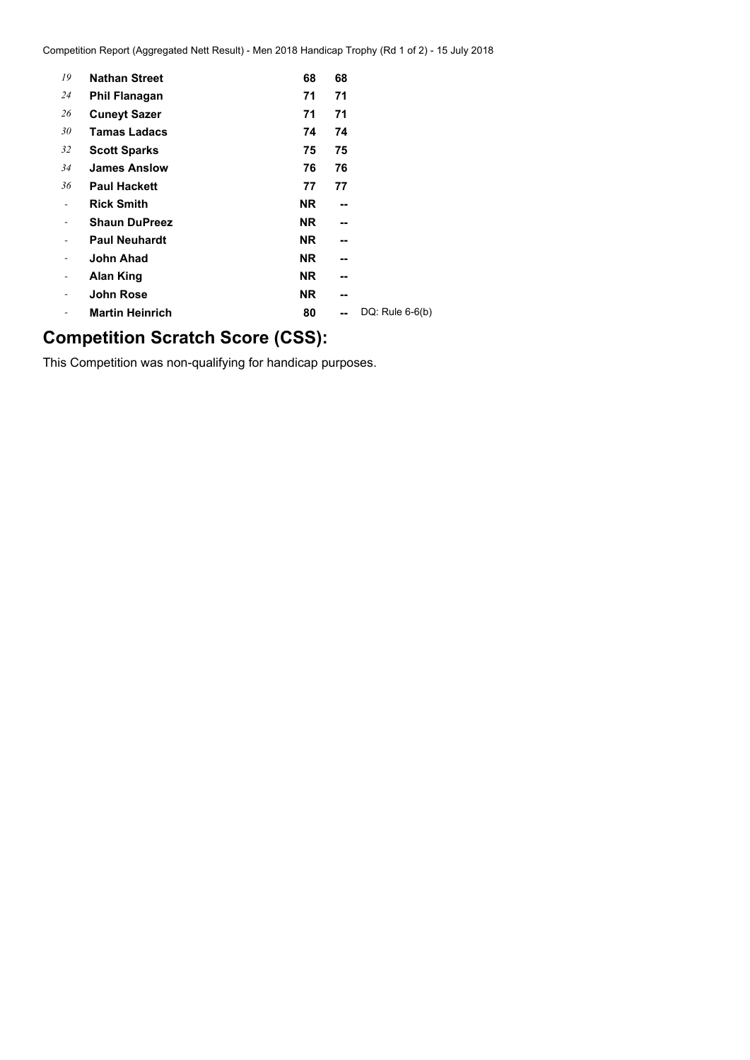| | | | | |
|---|---|---|---|---|
| *19* | **Nathan Street** | **68** | **68** | |
| *24* | **Phil Flanagan** | **71** | **71** | |
| *26* | **Cuneyt Sazer** | **71** | **71** | |
| *30* | **Tamas Ladacs** | **74** | **74** | |
| *32* | **Scott Sparks** | **75** | **75** | |
| *34* | **James Anslow** | **76** | **76** | |
| *36* | **Paul Hackett** | **77** | **77** | |
| - | **Rick Smith** | **NR** | **--** | |
| - | **Shaun DuPreez** | **NR** | **--** | |
| - | **Paul Neuhardt** | **NR** | **--** | |
| - | **John Ahad** | **NR** | **--** | |
| - | **Alan King** | **NR** | **--** | |
| - | **John Rose** | **NR** | **--** | |
| - | **Martin Heinrich** | **80** | **--** | DQ: Rule 6-6(b) |

## Competition Scratch Score (CSS):

This Competition was non-qualifying for handicap purposes.